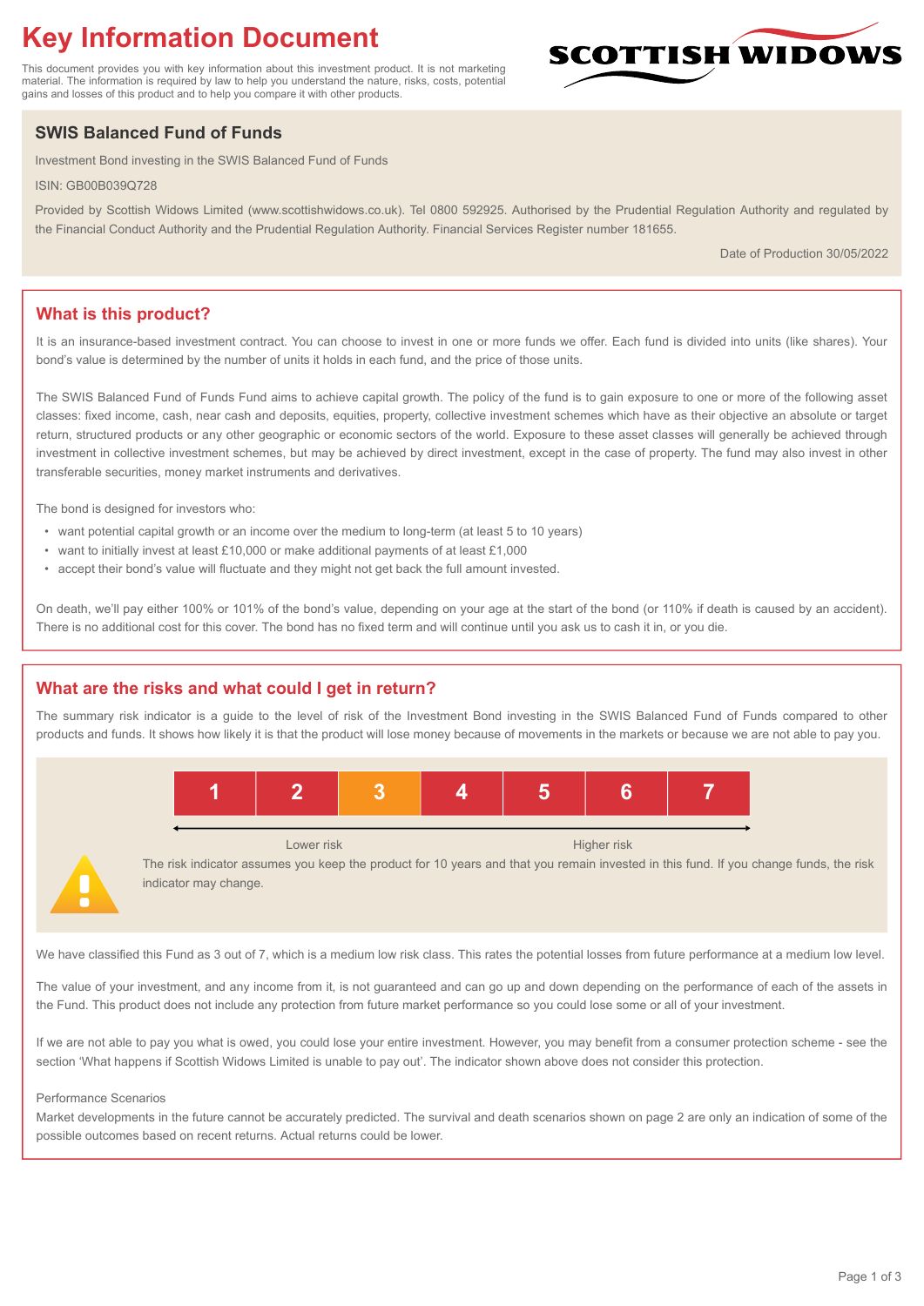# Key Information Document

This document provides you with key information about this investment product. It is not marketing material. The information is required by law to help you understand the nature, risks, costs, potential gains and losses of this product and to help you compare it with other products.

SCOTTISH WIDOWS

## SWIS Balanced Fund of Funds

Investment Bond investing in the SWIS Balanced Fund of Funds

ISIN: GB00B039Q728

Provided by Scottish Widows Limited (www.scottishwidows.co.uk). Tel 0800 592925. Authorised by the Prudential Regulation Authority and regulated by the Financial Conduct Authority and the Prudential Regulation Authority. Financial Services Register number 181655.

Date of Production 30/05/2022

## What is this product?

It is an insurance-based investment contract. You can choose to invest in one or more funds we offer. Each fund is divided into units (like shares). Your bond's value is determined by the number of units it holds in each fund, and the price of those units.

The SWIS Balanced Fund of Funds Fund aims to achieve capital growth. The policy of the fund is to gain exposure to one or more of the following asset classes: fixed income, cash, near cash and deposits, equities, property, collective investment schemes which have as their objective an absolute or target return, structured products or any other geographic or economic sectors of the world. Exposure to these asset classes will generally be achieved through investment in collective investment schemes, but may be achieved by direct investment, except in the case of property. The fund may also invest in other transferable securities, money market instruments and derivatives.

The bond is designed for investors who:

- want potential capital growth or an income over the medium to long-term (at least 5 to 10 years)
- want to initially invest at least £10,000 or make additional payments of at least £1,000
- accept their bond's value will fluctuate and they might not get back the full amount invested.

On death, we'll pay either 100% or 101% of the bond's value, depending on your age at the start of the bond (or 110% if death is caused by an accident). There is no additional cost for this cover. The bond has no fixed term and will continue until you ask us to cash it in, or you die.

## What are the risks and what could I get in return?

The summary risk indicator is a guide to the level of risk of the Investment Bond investing in the SWIS Balanced Fund of Funds compared to other products and funds. It shows how likely it is that the product will lose money because of movements in the markets or because we are not able to pay you.

| 1 | 2 | **3** | 4 | 5 | 6 | 7 |
|---|---|---|---|---|---|---|

Lower risk ← → Higher risk

The risk indicator assumes you keep the product for 10 years and that you remain invested in this fund. If you change funds, the risk indicator may change.

We have classified this Fund as 3 out of 7, which is a medium low risk class. This rates the potential losses from future performance at a medium low level.

The value of your investment, and any income from it, is not guaranteed and can go up and down depending on the performance of each of the assets in the Fund. This product does not include any protection from future market performance so you could lose some or all of your investment.

If we are not able to pay you what is owed, you could lose your entire investment. However, you may benefit from a consumer protection scheme - see the section 'What happens if Scottish Widows Limited is unable to pay out'. The indicator shown above does not consider this protection.

Performance Scenarios

Market developments in the future cannot be accurately predicted. The survival and death scenarios shown on page 2 are only an indication of some of the possible outcomes based on recent returns. Actual returns could be lower.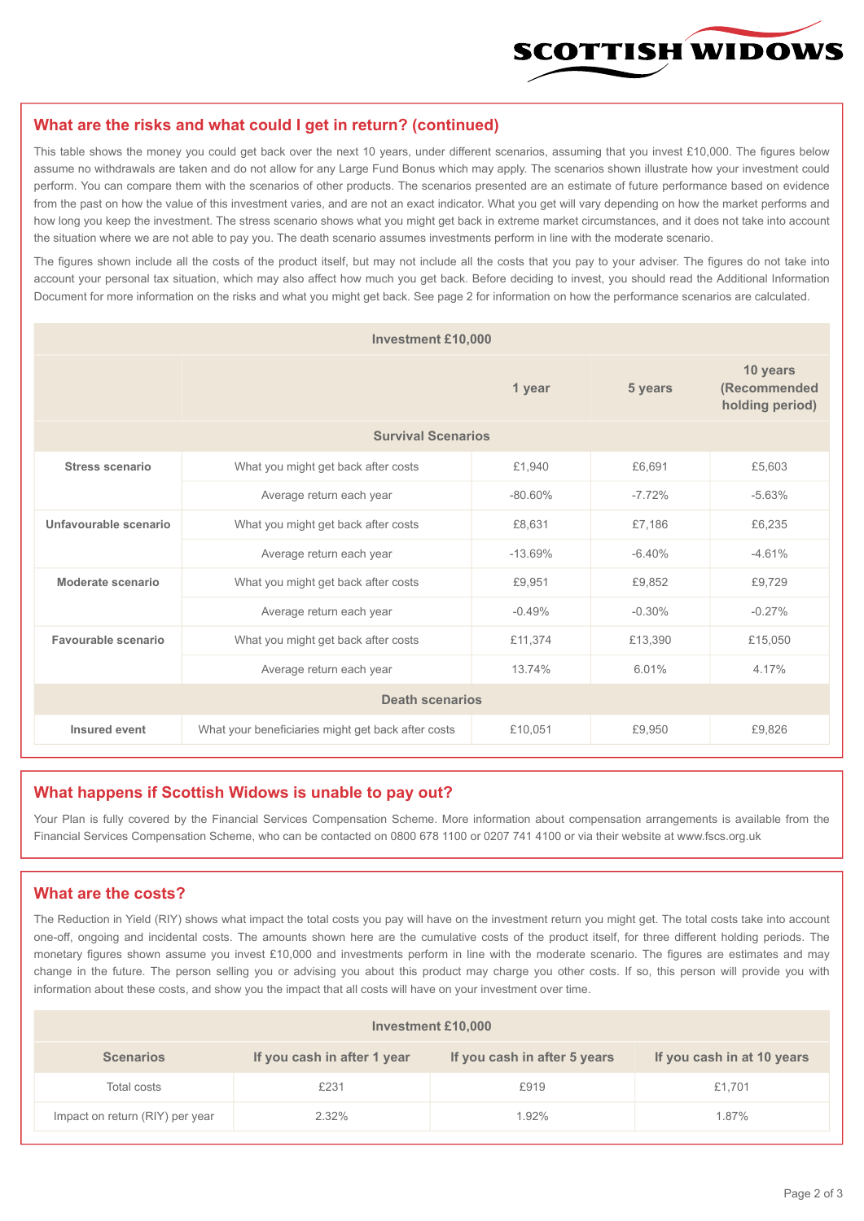## What are the risks and what could I get in return? (continued)

This table shows the money you could get back over the next 10 years, under different scenarios, assuming that you invest £10,000. The figures below assume no withdrawals are taken and do not allow for any Large Fund Bonus which may apply. The scenarios shown illustrate how your investment could perform. You can compare them with the scenarios of other products. The scenarios presented are an estimate of future performance based on evidence from the past on how the value of this investment varies, and are not an exact indicator. What you get will vary depending on how the market performs and how long you keep the investment. The stress scenario shows what you might get back in extreme market circumstances, and it does not take into account the situation where we are not able to pay you. The death scenario assumes investments perform in line with the moderate scenario.

The figures shown include all the costs of the product itself, but may not include all the costs that you pay to your adviser. The figures do not take into account your personal tax situation, which may also affect how much you get back. Before deciding to invest, you should read the Additional Information Document for more information on the risks and what you might get back. See page 2 for information on how the performance scenarios are calculated.

| Investment £10,000 | | | | |
|---|---|---|---|---|
| | | 1 year | 5 years | 10 years (Recommended holding period) |
| **Survival Scenarios** | | | | |
| **Stress scenario** | What you might get back after costs | £1,940 | £6,691 | £5,603 |
| | Average return each year | -80.60% | -7.72% | -5.63% |
| **Unfavourable scenario** | What you might get back after costs | £8,631 | £7,186 | £6,235 |
| | Average return each year | -13.69% | -6.40% | -4.61% |
| **Moderate scenario** | What you might get back after costs | £9,951 | £9,852 | £9,729 |
| | Average return each year | -0.49% | -0.30% | -0.27% |
| **Favourable scenario** | What you might get back after costs | £11,374 | £13,390 | £15,050 |
| | Average return each year | 13.74% | 6.01% | 4.17% |
| **Death scenarios** | | | | |
| **Insured event** | What your beneficiaries might get back after costs | £10,051 | £9,950 | £9,826 |

## What happens if Scottish Widows is unable to pay out?

Your Plan is fully covered by the Financial Services Compensation Scheme. More information about compensation arrangements is available from the Financial Services Compensation Scheme, who can be contacted on 0800 678 1100 or 0207 741 4100 or via their website at www.fscs.org.uk

## What are the costs?

The Reduction in Yield (RIY) shows what impact the total costs you pay will have on the investment return you might get. The total costs take into account one-off, ongoing and incidental costs. The amounts shown here are the cumulative costs of the product itself, for three different holding periods. The monetary figures shown assume you invest £10,000 and investments perform in line with the moderate scenario. The figures are estimates and may change in the future. The person selling you or advising you about this product may charge you other costs. If so, this person will provide you with information about these costs, and show you the impact that all costs will have on your investment over time.

| Investment £10,000 | | | |
|---|---|---|---|
| **Scenarios** | **If you cash in after 1 year** | **If you cash in after 5 years** | **If you cash in at 10 years** |
| Total costs | £231 | £919 | £1,701 |
| Impact on return (RIY) per year | 2.32% | 1.92% | 1.87% |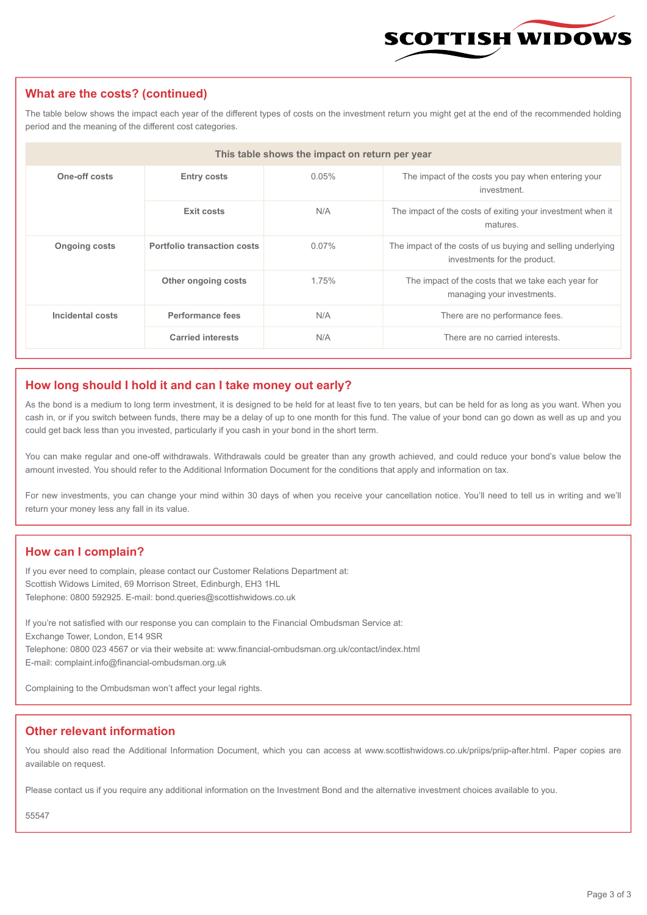## What are the costs? (continued)

The table below shows the impact each year of the different types of costs on the investment return you might get at the end of the recommended holding period and the meaning of the different cost categories.

| This table shows the impact on return per year | | | |
|---|---|---|---|
| **One-off costs** | **Entry costs** | 0.05% | The impact of the costs you pay when entering your investment. |
| | **Exit costs** | N/A | The impact of the costs of exiting your investment when it matures. |
| **Ongoing costs** | **Portfolio transaction costs** | 0.07% | The impact of the costs of us buying and selling underlying investments for the product. |
| | **Other ongoing costs** | 1.75% | The impact of the costs that we take each year for managing your investments. |
| **Incidental costs** | **Performance fees** | N/A | There are no performance fees. |
| | **Carried interests** | N/A | There are no carried interests. |

## How long should I hold it and can I take money out early?

As the bond is a medium to long term investment, it is designed to be held for at least five to ten years, but can be held for as long as you want. When you cash in, or if you switch between funds, there may be a delay of up to one month for this fund. The value of your bond can go down as well as up and you could get back less than you invested, particularly if you cash in your bond in the short term.

You can make regular and one-off withdrawals. Withdrawals could be greater than any growth achieved, and could reduce your bond's value below the amount invested. You should refer to the Additional Information Document for the conditions that apply and information on tax.

For new investments, you can change your mind within 30 days of when you receive your cancellation notice. You'll need to tell us in writing and we'll return your money less any fall in its value.

## How can I complain?

If you ever need to complain, please contact our Customer Relations Department at:
Scottish Widows Limited, 69 Morrison Street, Edinburgh, EH3 1HL
Telephone: 0800 592925. E-mail: bond.queries@scottishwidows.co.uk

If you're not satisfied with our response you can complain to the Financial Ombudsman Service at:
Exchange Tower, London, E14 9SR
Telephone: 0800 023 4567 or via their website at: www.financial-ombudsman.org.uk/contact/index.html
E-mail: complaint.info@financial-ombudsman.org.uk

Complaining to the Ombudsman won't affect your legal rights.

## Other relevant information

You should also read the Additional Information Document, which you can access at www.scottishwidows.co.uk/priips/priip-after.html. Paper copies are available on request.

Please contact us if you require any additional information on the Investment Bond and the alternative investment choices available to you.

55547